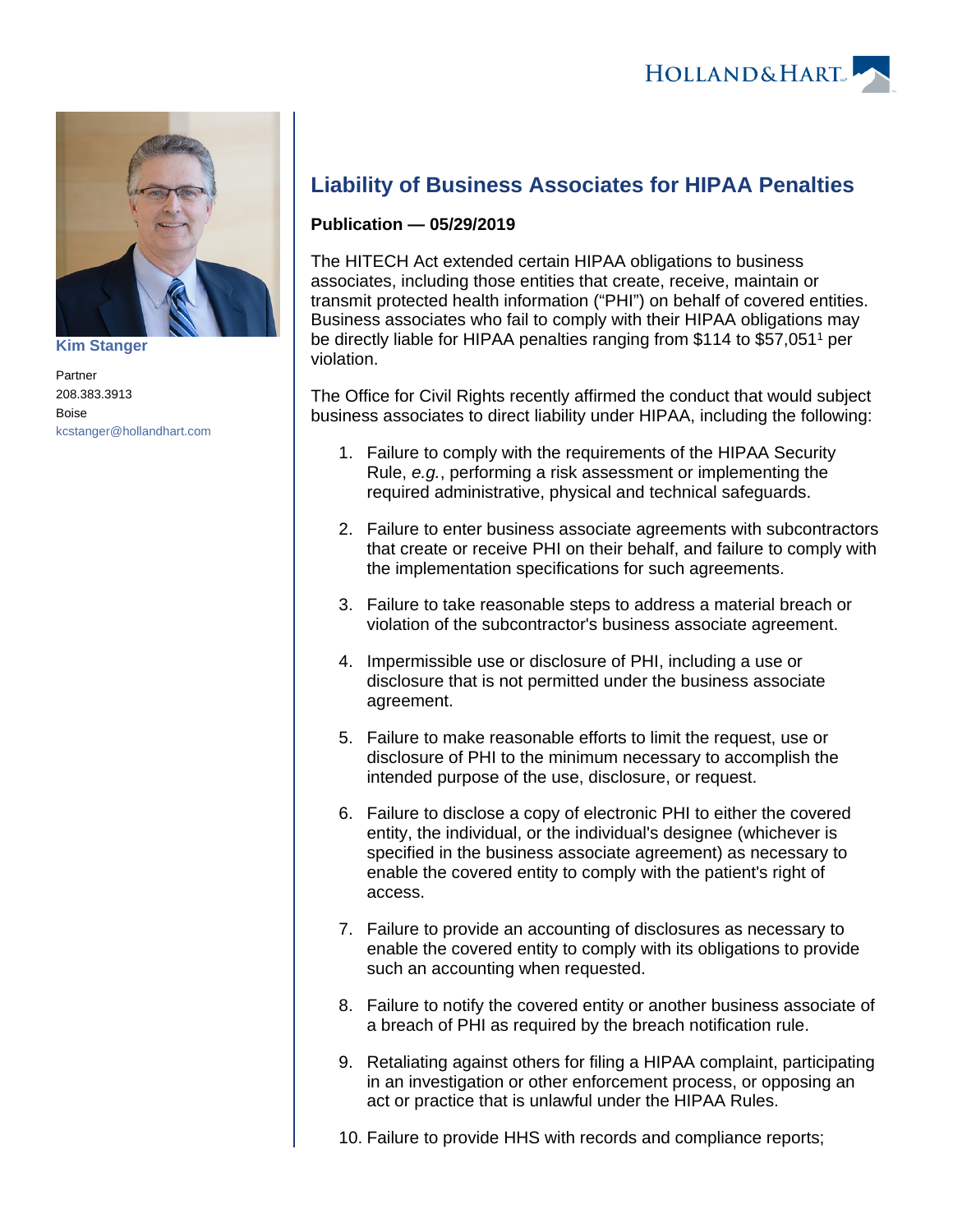Kim Stanger

Partner
208.383.3913
Boise
kcstanger@hollandhart.com

# Liability of Business Associates for HIPAA Penalties

**Publication — 05/29/2019**

The HITECH Act extended certain HIPAA obligations to business associates, including those entities that create, receive, maintain or transmit protected health information ("PHI") on behalf of covered entities. Business associates who fail to comply with their HIPAA obligations may be directly liable for HIPAA penalties ranging from $114 to $57,051[1] per violation.

The Office for Civil Rights recently affirmed the conduct that would subject business associates to direct liability under HIPAA, including the following:

1. Failure to comply with the requirements of the HIPAA Security Rule, *e.g.*, performing a risk assessment or implementing the required administrative, physical and technical safeguards.
2. Failure to enter business associate agreements with subcontractors that create or receive PHI on their behalf, and failure to comply with the implementation specifications for such agreements.
3. Failure to take reasonable steps to address a material breach or violation of the subcontractor's business associate agreement.
4. Impermissible use or disclosure of PHI, including a use or disclosure that is not permitted under the business associate agreement.
5. Failure to make reasonable efforts to limit the request, use or disclosure of PHI to the minimum necessary to accomplish the intended purpose of the use, disclosure, or request.
6. Failure to disclose a copy of electronic PHI to either the covered entity, the individual, or the individual's designee (whichever is specified in the business associate agreement) as necessary to enable the covered entity to comply with the patient's right of access.
7. Failure to provide an accounting of disclosures as necessary to enable the covered entity to comply with its obligations to provide such an accounting when requested.
8. Failure to notify the covered entity or another business associate of a breach of PHI as required by the breach notification rule.
9. Retaliating against others for filing a HIPAA complaint, participating in an investigation or other enforcement process, or opposing an act or practice that is unlawful under the HIPAA Rules.
10. Failure to provide HHS with records and compliance reports;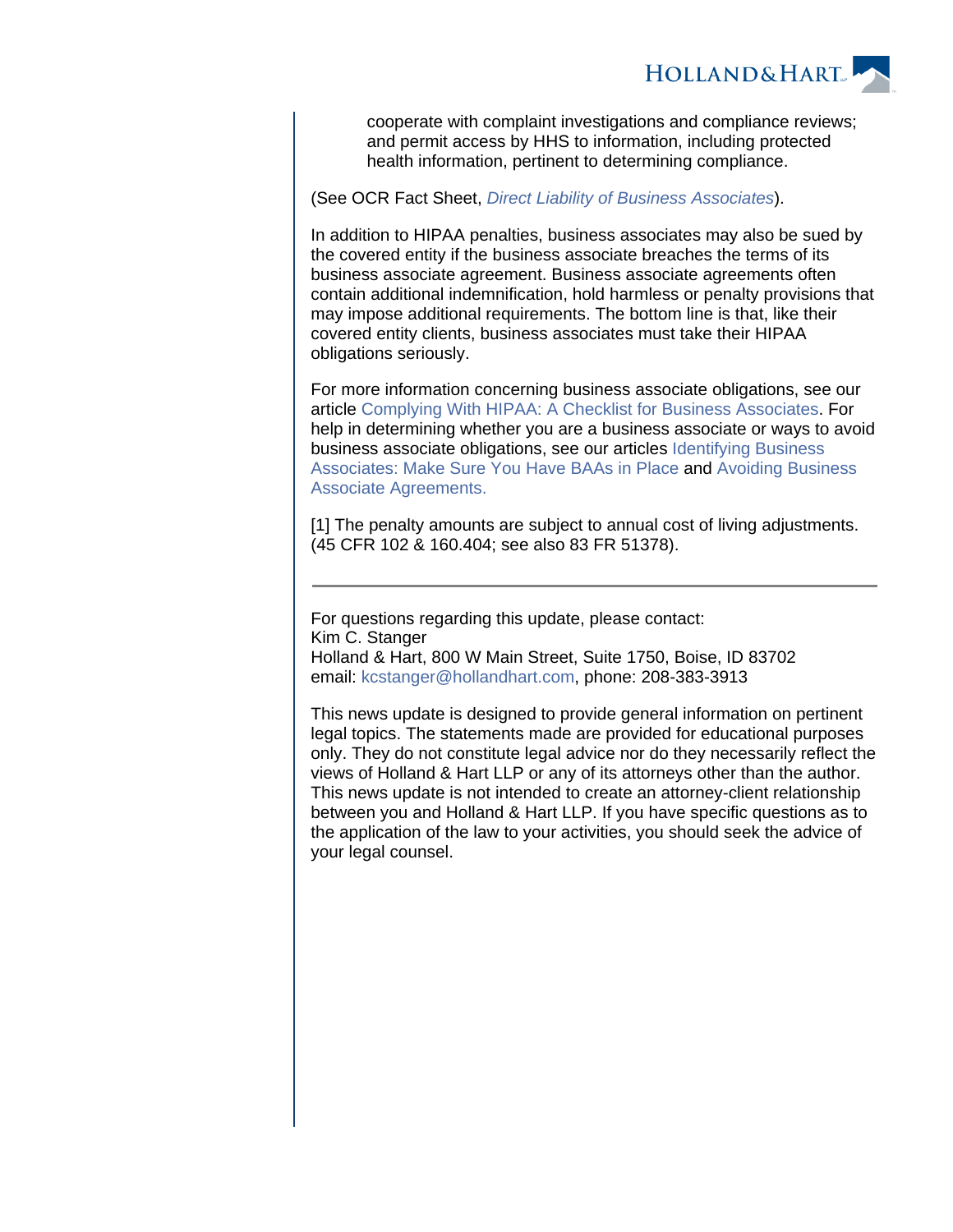cooperate with complaint investigations and compliance reviews; and permit access by HHS to information, including protected health information, pertinent to determining compliance.

(See OCR Fact Sheet, *Direct Liability of Business Associates*).

In addition to HIPAA penalties, business associates may also be sued by the covered entity if the business associate breaches the terms of its business associate agreement. Business associate agreements often contain additional indemnification, hold harmless or penalty provisions that may impose additional requirements. The bottom line is that, like their covered entity clients, business associates must take their HIPAA obligations seriously.

For more information concerning business associate obligations, see our article Complying With HIPAA: A Checklist for Business Associates. For help in determining whether you are a business associate or ways to avoid business associate obligations, see our articles Identifying Business Associates: Make Sure You Have BAAs in Place and Avoiding Business Associate Agreements.

[1] The penalty amounts are subject to annual cost of living adjustments. (45 CFR 102 & 160.404; see also 83 FR 51378).

---

For questions regarding this update, please contact:
Kim C. Stanger
Holland & Hart, 800 W Main Street, Suite 1750, Boise, ID 83702
email: kcstanger@hollandhart.com, phone: 208-383-3913

This news update is designed to provide general information on pertinent legal topics. The statements made are provided for educational purposes only. They do not constitute legal advice nor do they necessarily reflect the views of Holland & Hart LLP or any of its attorneys other than the author. This news update is not intended to create an attorney-client relationship between you and Holland & Hart LLP. If you have specific questions as to the application of the law to your activities, you should seek the advice of your legal counsel.